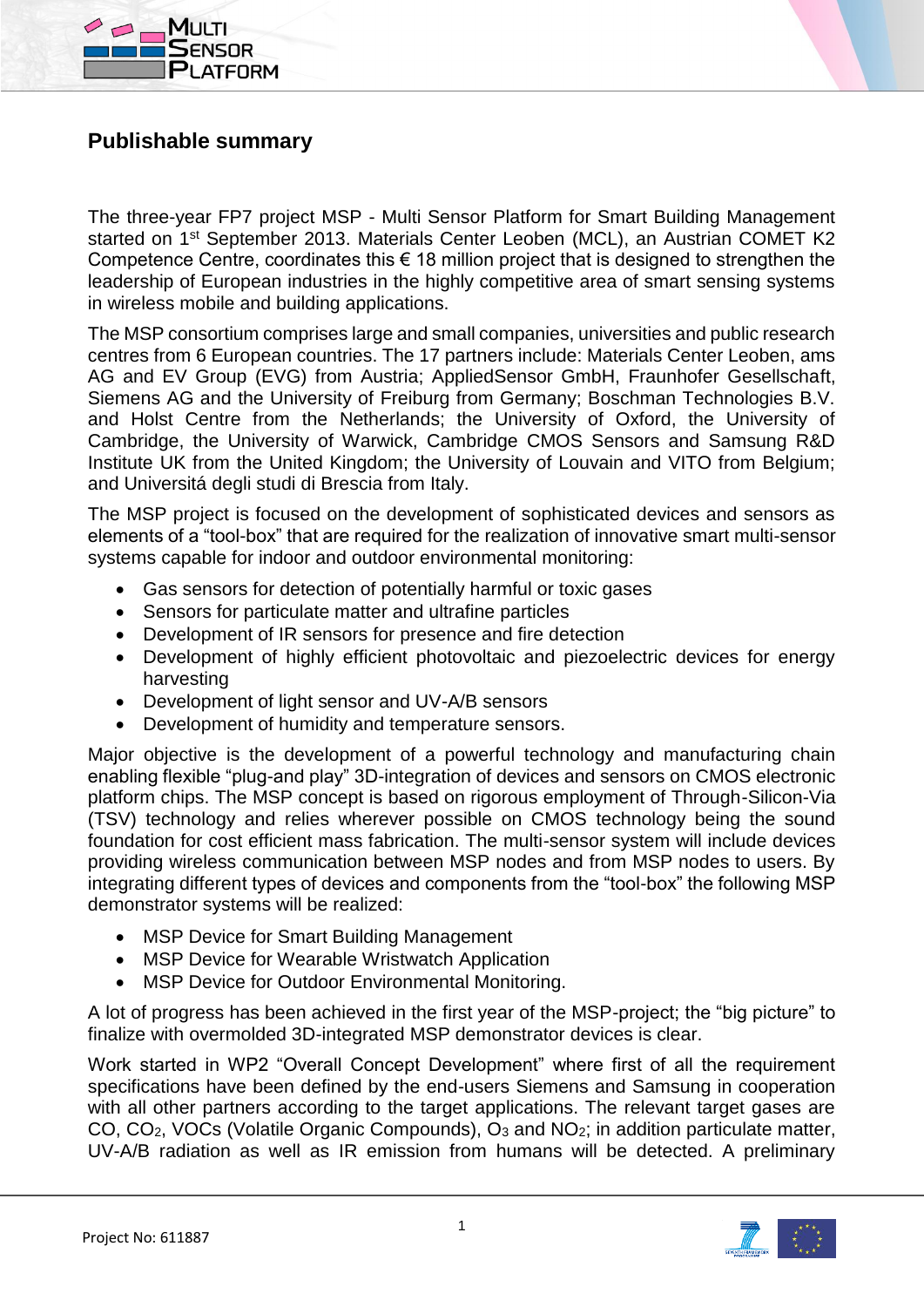## Publishable summary

The three-year FP7 project MSP - Multi Sensor Platform for Smart Building Management started on 1st September 2013. Materials Center Leoben (MCL), an Austrian COMET K2 Competence Centre, coordinates this € 18 million project that is designed to strengthen the leadership of European industries in the highly competitive area of smart sensing systems in wireless mobile and building applications.

The MSP consortium comprises large and small companies, universities and public research centres from 6 European countries. The 17 partners include: Materials Center Leoben, ams AG and EV Group (EVG) from Austria; AppliedSensor GmbH, Fraunhofer Gesellschaft, Siemens AG and the University of Freiburg from Germany; Boschman Technologies B.V. and Holst Centre from the Netherlands; the University of Oxford, the University of Cambridge, the University of Warwick, Cambridge CMOS Sensors and Samsung R&D Institute UK from the United Kingdom; the University of Louvain and VITO from Belgium; and Universitá degli studi di Brescia from Italy.

The MSP project is focused on the development of sophisticated devices and sensors as elements of a "tool-box" that are required for the realization of innovative smart multi-sensor systems capable for indoor and outdoor environmental monitoring:

- Gas sensors for detection of potentially harmful or toxic gases
- Sensors for particulate matter and ultrafine particles
- Development of IR sensors for presence and fire detection
- Development of highly efficient photovoltaic and piezoelectric devices for energy harvesting
- Development of light sensor and UV-A/B sensors
- Development of humidity and temperature sensors.

Major objective is the development of a powerful technology and manufacturing chain enabling flexible "plug-and play" 3D-integration of devices and sensors on CMOS electronic platform chips. The MSP concept is based on rigorous employment of Through-Silicon-Via (TSV) technology and relies wherever possible on CMOS technology being the sound foundation for cost efficient mass fabrication. The multi-sensor system will include devices providing wireless communication between MSP nodes and from MSP nodes to users. By integrating different types of devices and components from the "tool-box" the following MSP demonstrator systems will be realized:

- MSP Device for Smart Building Management
- MSP Device for Wearable Wristwatch Application
- MSP Device for Outdoor Environmental Monitoring.

A lot of progress has been achieved in the first year of the MSP-project; the "big picture" to finalize with overmolded 3D-integrated MSP demonstrator devices is clear.

Work started in WP2 "Overall Concept Development" where first of all the requirement specifications have been defined by the end-users Siemens and Samsung in cooperation with all other partners according to the target applications. The relevant target gases are CO, $CO_2$, VOCs (Volatile Organic Compounds), $O_3$ and $NO_2$; in addition particulate matter, UV-A/B radiation as well as IR emission from humans will be detected. A preliminary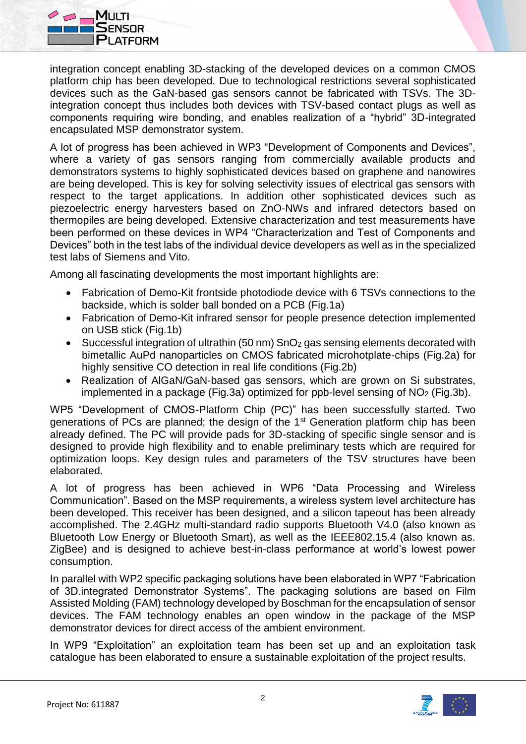integration concept enabling 3D-stacking of the developed devices on a common CMOS platform chip has been developed. Due to technological restrictions several sophisticated devices such as the GaN-based gas sensors cannot be fabricated with TSVs. The 3D-integration concept thus includes both devices with TSV-based contact plugs as well as components requiring wire bonding, and enables realization of a "hybrid" 3D-integrated encapsulated MSP demonstrator system.

A lot of progress has been achieved in WP3 "Development of Components and Devices", where a variety of gas sensors ranging from commercially available products and demonstrators systems to highly sophisticated devices based on graphene and nanowires are being developed. This is key for solving selectivity issues of electrical gas sensors with respect to the target applications. In addition other sophisticated devices such as piezoelectric energy harvesters based on ZnO-NWs and infrared detectors based on thermopiles are being developed. Extensive characterization and test measurements have been performed on these devices in WP4 "Characterization and Test of Components and Devices" both in the test labs of the individual device developers as well as in the specialized test labs of Siemens and Vito.

Among all fascinating developments the most important highlights are:

- Fabrication of Demo-Kit frontside photodiode device with 6 TSVs connections to the backside, which is solder ball bonded on a PCB (Fig.1a)
- Fabrication of Demo-Kit infrared sensor for people presence detection implemented on USB stick (Fig.1b)
- Successful integration of ultrathin (50 nm) $SnO_2$ gas sensing elements decorated with bimetallic AuPd nanoparticles on CMOS fabricated microhotplate-chips (Fig.2a) for highly sensitive CO detection in real life conditions (Fig.2b)
- Realization of AlGaN/GaN-based gas sensors, which are grown on Si substrates, implemented in a package (Fig.3a) optimized for ppb-level sensing of $NO_2$ (Fig.3b).

WP5 "Development of CMOS-Platform Chip (PC)" has been successfully started. Two generations of PCs are planned; the design of the 1st Generation platform chip has been already defined. The PC will provide pads for 3D-stacking of specific single sensor and is designed to provide high flexibility and to enable preliminary tests which are required for optimization loops. Key design rules and parameters of the TSV structures have been elaborated.

A lot of progress has been achieved in WP6 "Data Processing and Wireless Communication". Based on the MSP requirements, a wireless system level architecture has been developed. This receiver has been designed, and a silicon tapeout has been already accomplished. The 2.4GHz multi-standard radio supports Bluetooth V4.0 (also known as Bluetooth Low Energy or Bluetooth Smart), as well as the IEEE802.15.4 (also known as. ZigBee) and is designed to achieve best-in-class performance at world's lowest power consumption.

In parallel with WP2 specific packaging solutions have been elaborated in WP7 "Fabrication of 3D.integrated Demonstrator Systems". The packaging solutions are based on Film Assisted Molding (FAM) technology developed by Boschman for the encapsulation of sensor devices. The FAM technology enables an open window in the package of the MSP demonstrator devices for direct access of the ambient environment.

In WP9 "Exploitation" an exploitation team has been set up and an exploitation task catalogue has been elaborated to ensure a sustainable exploitation of the project results.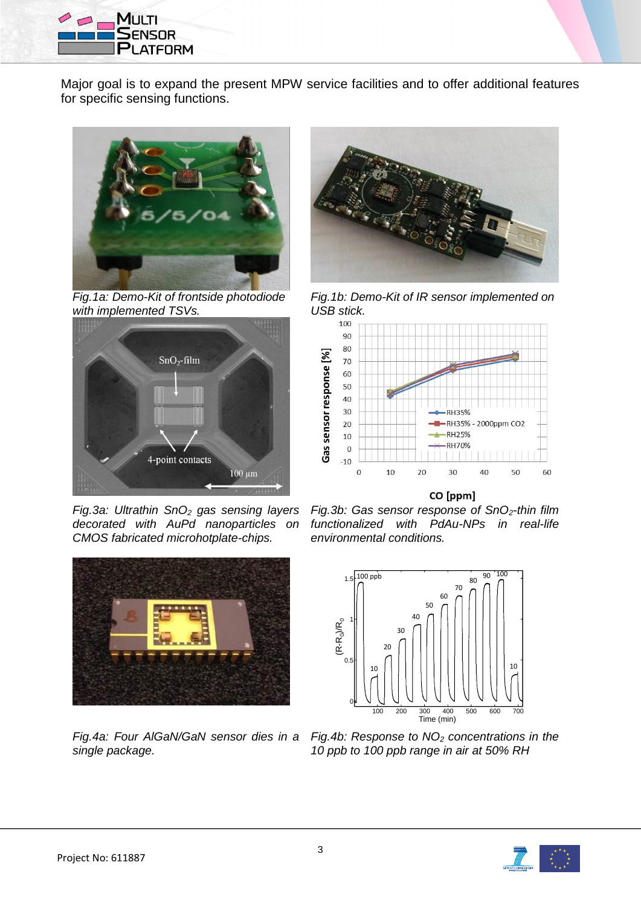Major goal is to expand the present MPW service facilities and to offer additional features for specific sensing functions.

*Fig.1a: Demo-Kit of frontside photodiode with implemented TSVs.*

*Fig.1b: Demo-Kit of IR sensor implemented on USB stick.*

*Fig.3a: Ultrathin $SnO_2$ gas sensing layers decorated with AuPd nanoparticles on CMOS fabricated microhotplate-chips.*

*Fig.3b: Gas sensor response of $SnO_2$-thin film functionalized with PdAu-NPs in real-life environmental conditions.*

*Fig.4a: Four AlGaN/GaN sensor dies in a single package.*

*Fig.4b: Response to $NO_2$ concentrations in the 10 ppb to 100 ppb range in air at 50% RH*

Project No: 611887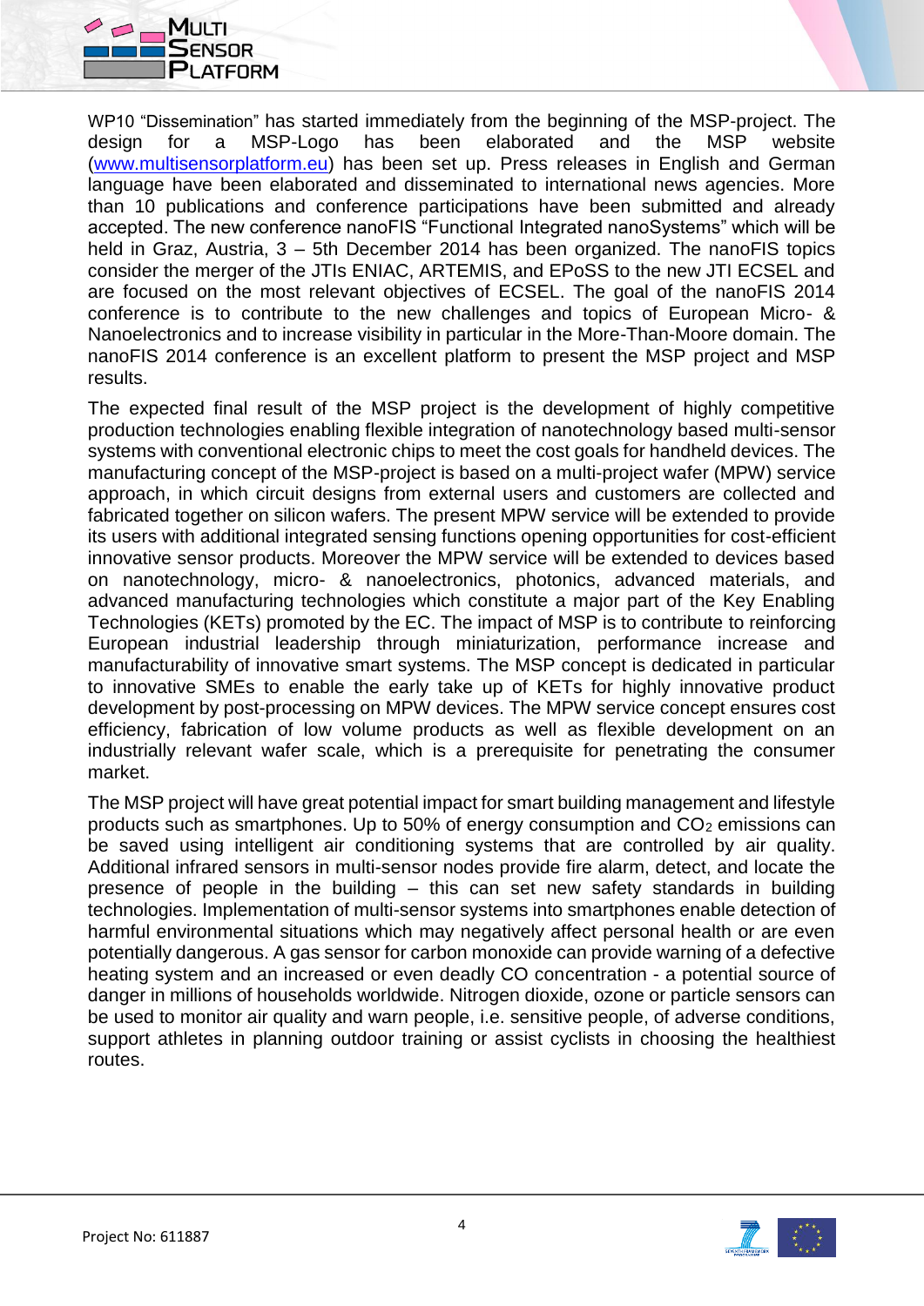WP10 "Dissemination" has started immediately from the beginning of the MSP-project. The design for a MSP-Logo has been elaborated and the MSP website (www.multisensorplatform.eu) has been set up. Press releases in English and German language have been elaborated and disseminated to international news agencies. More than 10 publications and conference participations have been submitted and already accepted. The new conference nanoFIS "Functional Integrated nanoSystems" which will be held in Graz, Austria, 3 – 5th December 2014 has been organized. The nanoFIS topics consider the merger of the JTIs ENIAC, ARTEMIS, and EPoSS to the new JTI ECSEL and are focused on the most relevant objectives of ECSEL. The goal of the nanoFIS 2014 conference is to contribute to the new challenges and topics of European Micro- & Nanoelectronics and to increase visibility in particular in the More-Than-Moore domain. The nanoFIS 2014 conference is an excellent platform to present the MSP project and MSP results.

The expected final result of the MSP project is the development of highly competitive production technologies enabling flexible integration of nanotechnology based multi-sensor systems with conventional electronic chips to meet the cost goals for handheld devices. The manufacturing concept of the MSP-project is based on a multi-project wafer (MPW) service approach, in which circuit designs from external users and customers are collected and fabricated together on silicon wafers. The present MPW service will be extended to provide its users with additional integrated sensing functions opening opportunities for cost-efficient innovative sensor products. Moreover the MPW service will be extended to devices based on nanotechnology, micro- & nanoelectronics, photonics, advanced materials, and advanced manufacturing technologies which constitute a major part of the Key Enabling Technologies (KETs) promoted by the EC. The impact of MSP is to contribute to reinforcing European industrial leadership through miniaturization, performance increase and manufacturability of innovative smart systems. The MSP concept is dedicated in particular to innovative SMEs to enable the early take up of KETs for highly innovative product development by post-processing on MPW devices. The MPW service concept ensures cost efficiency, fabrication of low volume products as well as flexible development on an industrially relevant wafer scale, which is a prerequisite for penetrating the consumer market.

The MSP project will have great potential impact for smart building management and lifestyle products such as smartphones. Up to 50% of energy consumption and $CO_2$ emissions can be saved using intelligent air conditioning systems that are controlled by air quality. Additional infrared sensors in multi-sensor nodes provide fire alarm, detect, and locate the presence of people in the building – this can set new safety standards in building technologies. Implementation of multi-sensor systems into smartphones enable detection of harmful environmental situations which may negatively affect personal health or are even potentially dangerous. A gas sensor for carbon monoxide can provide warning of a defective heating system and an increased or even deadly CO concentration - a potential source of danger in millions of households worldwide. Nitrogen dioxide, ozone or particle sensors can be used to monitor air quality and warn people, i.e. sensitive people, of adverse conditions, support athletes in planning outdoor training or assist cyclists in choosing the healthiest routes.